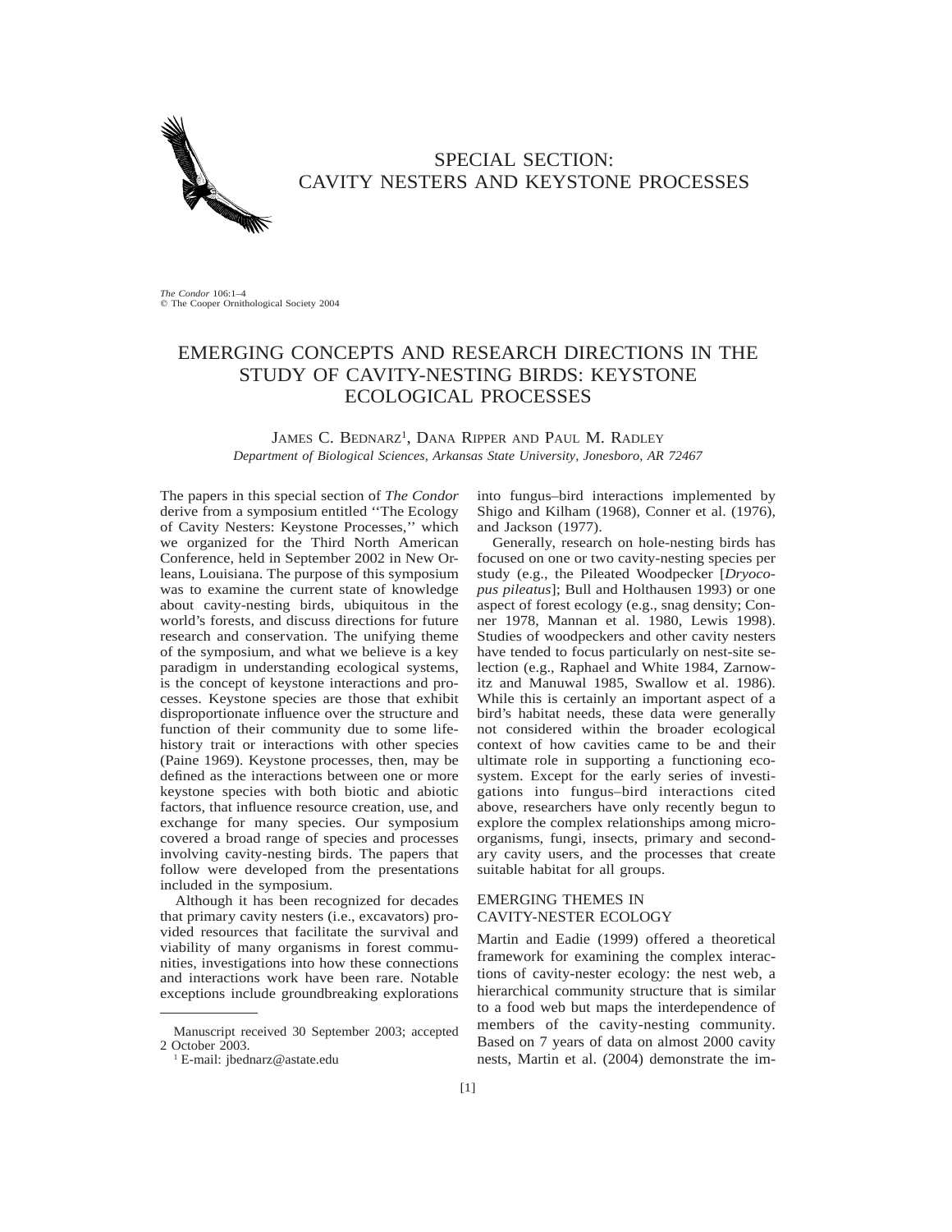# SPECIAL SECTION: CAVITY NESTERS AND KEYSTONE PROCESSES

*The Condor* 106:1–4
© The Cooper Ornithological Society 2004

## EMERGING CONCEPTS AND RESEARCH DIRECTIONS IN THE STUDY OF CAVITY-NESTING BIRDS: KEYSTONE ECOLOGICAL PROCESSES

JAMES C. BEDNARZ[1], DANA RIPPER AND PAUL M. RADLEY

*Department of Biological Sciences, Arkansas State University, Jonesboro, AR 72467*

The papers in this special section of *The Condor* derive from a symposium entitled ''The Ecology of Cavity Nesters: Keystone Processes,'' which we organized for the Third North American Conference, held in September 2002 in New Orleans, Louisiana. The purpose of this symposium was to examine the current state of knowledge about cavity-nesting birds, ubiquitous in the world's forests, and discuss directions for future research and conservation. The unifying theme of the symposium, and what we believe is a key paradigm in understanding ecological systems, is the concept of keystone interactions and processes. Keystone species are those that exhibit disproportionate influence over the structure and function of their community due to some life-history trait or interactions with other species (Paine 1969). Keystone processes, then, may be defined as the interactions between one or more keystone species with both biotic and abiotic factors, that influence resource creation, use, and exchange for many species. Our symposium covered a broad range of species and processes involving cavity-nesting birds. The papers that follow were developed from the presentations included in the symposium.

Although it has been recognized for decades that primary cavity nesters (i.e., excavators) provided resources that facilitate the survival and viability of many organisms in forest communities, investigations into how these connections and interactions work have been rare. Notable exceptions include groundbreaking explorations into fungus–bird interactions implemented by Shigo and Kilham (1968), Conner et al. (1976), and Jackson (1977).

Generally, research on hole-nesting birds has focused on one or two cavity-nesting species per study (e.g., the Pileated Woodpecker [*Dryocopus pileatus*]; Bull and Holthausen 1993) or one aspect of forest ecology (e.g., snag density; Conner 1978, Mannan et al. 1980, Lewis 1998). Studies of woodpeckers and other cavity nesters have tended to focus particularly on nest-site selection (e.g., Raphael and White 1984, Zarnowitz and Manuwal 1985, Swallow et al. 1986). While this is certainly an important aspect of a bird's habitat needs, these data were generally not considered within the broader ecological context of how cavities came to be and their ultimate role in supporting a functioning ecosystem. Except for the early series of investigations into fungus–bird interactions cited above, researchers have only recently begun to explore the complex relationships among microorganisms, fungi, insects, primary and secondary cavity users, and the processes that create suitable habitat for all groups.

### EMERGING THEMES IN CAVITY-NESTER ECOLOGY

Martin and Eadie (1999) offered a theoretical framework for examining the complex interactions of cavity-nester ecology: the nest web, a hierarchical community structure that is similar to a food web but maps the interdependence of members of the cavity-nesting community. Based on 7 years of data on almost 2000 cavity nests, Martin et al. (2004) demonstrate the im-

---

Manuscript received 30 September 2003; accepted 2 October 2003.

[1] E-mail: jbednarz@astate.edu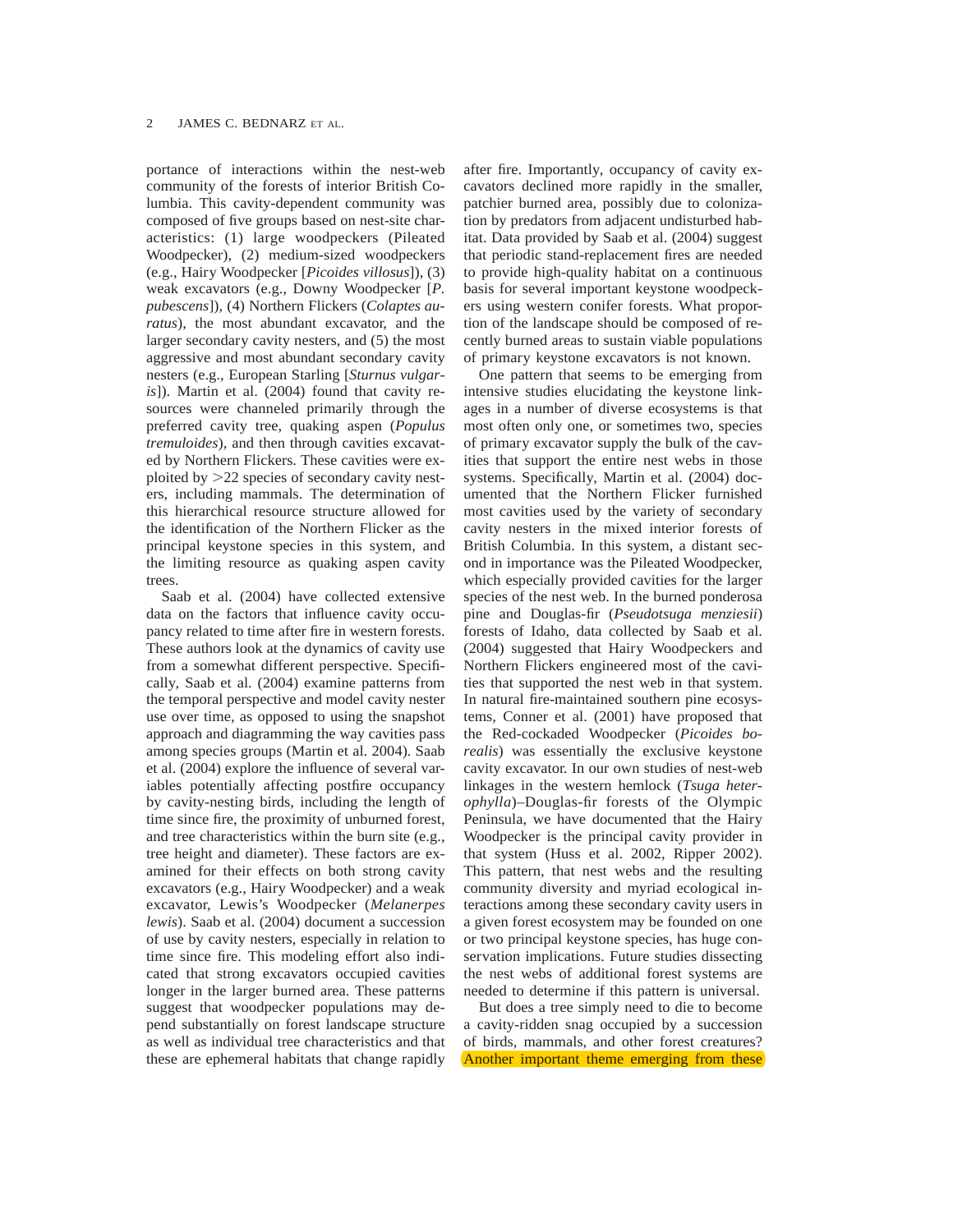portance of interactions within the nest-web community of the forests of interior British Columbia. This cavity-dependent community was composed of five groups based on nest-site characteristics: (1) large woodpeckers (Pileated Woodpecker), (2) medium-sized woodpeckers (e.g., Hairy Woodpecker [*Picoides villosus*]), (3) weak excavators (e.g., Downy Woodpecker [*P. pubescens*]), (4) Northern Flickers (*Colaptes auratus*), the most abundant excavator, and the larger secondary cavity nesters, and (5) the most aggressive and most abundant secondary cavity nesters (e.g., European Starling [*Sturnus vulgaris*]). Martin et al. (2004) found that cavity resources were channeled primarily through the preferred cavity tree, quaking aspen (*Populus tremuloides*), and then through cavities excavated by Northern Flickers. These cavities were exploited by >22 species of secondary cavity nesters, including mammals. The determination of this hierarchical resource structure allowed for the identification of the Northern Flicker as the principal keystone species in this system, and the limiting resource as quaking aspen cavity trees.

Saab et al. (2004) have collected extensive data on the factors that influence cavity occupancy related to time after fire in western forests. These authors look at the dynamics of cavity use from a somewhat different perspective. Specifically, Saab et al. (2004) examine patterns from the temporal perspective and model cavity nester use over time, as opposed to using the snapshot approach and diagramming the way cavities pass among species groups (Martin et al. 2004). Saab et al. (2004) explore the influence of several variables potentially affecting postfire occupancy by cavity-nesting birds, including the length of time since fire, the proximity of unburned forest, and tree characteristics within the burn site (e.g., tree height and diameter). These factors are examined for their effects on both strong cavity excavators (e.g., Hairy Woodpecker) and a weak excavator, Lewis's Woodpecker (*Melanerpes lewis*). Saab et al. (2004) document a succession of use by cavity nesters, especially in relation to time since fire. This modeling effort also indicated that strong excavators occupied cavities longer in the larger burned area. These patterns suggest that woodpecker populations may depend substantially on forest landscape structure as well as individual tree characteristics and that these are ephemeral habitats that change rapidly after fire. Importantly, occupancy of cavity excavators declined more rapidly in the smaller, patchier burned area, possibly due to colonization by predators from adjacent undisturbed habitat. Data provided by Saab et al. (2004) suggest that periodic stand-replacement fires are needed to provide high-quality habitat on a continuous basis for several important keystone woodpeckers using western conifer forests. What proportion of the landscape should be composed of recently burned areas to sustain viable populations of primary keystone excavators is not known.

One pattern that seems to be emerging from intensive studies elucidating the keystone linkages in a number of diverse ecosystems is that most often only one, or sometimes two, species of primary excavator supply the bulk of the cavities that support the entire nest webs in those systems. Specifically, Martin et al. (2004) documented that the Northern Flicker furnished most cavities used by the variety of secondary cavity nesters in the mixed interior forests of British Columbia. In this system, a distant second in importance was the Pileated Woodpecker, which especially provided cavities for the larger species of the nest web. In the burned ponderosa pine and Douglas-fir (*Pseudotsuga menziesii*) forests of Idaho, data collected by Saab et al. (2004) suggested that Hairy Woodpeckers and Northern Flickers engineered most of the cavities that supported the nest web in that system. In natural fire-maintained southern pine ecosystems, Conner et al. (2001) have proposed that the Red-cockaded Woodpecker (*Picoides borealis*) was essentially the exclusive keystone cavity excavator. In our own studies of nest-web linkages in the western hemlock (*Tsuga heterophylla*)–Douglas-fir forests of the Olympic Peninsula, we have documented that the Hairy Woodpecker is the principal cavity provider in that system (Huss et al. 2002, Ripper 2002). This pattern, that nest webs and the resulting community diversity and myriad ecological interactions among these secondary cavity users in a given forest ecosystem may be founded on one or two principal keystone species, has huge conservation implications. Future studies dissecting the nest webs of additional forest systems are needed to determine if this pattern is universal.

But does a tree simply need to die to become a cavity-ridden snag occupied by a succession of birds, mammals, and other forest creatures? Another important theme emerging from these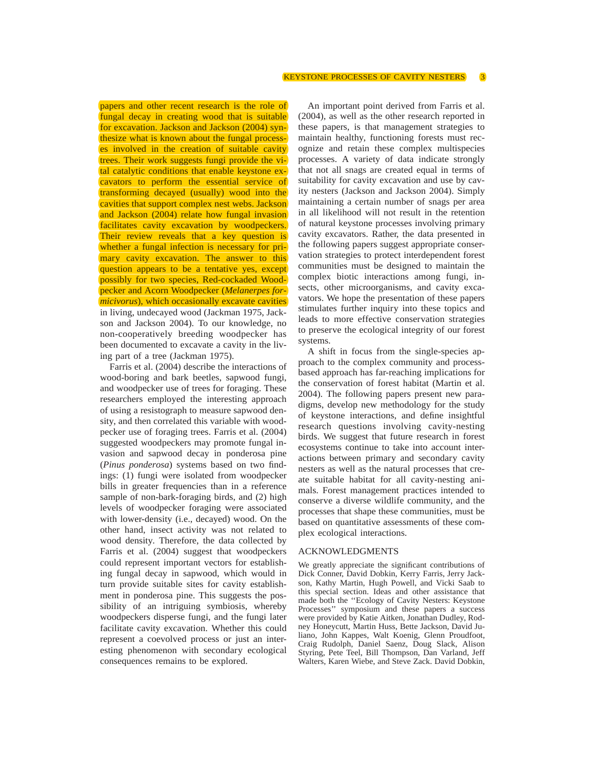papers and other recent research is the role of fungal decay in creating wood that is suitable for excavation. Jackson and Jackson (2004) synthesize what is known about the fungal processes involved in the creation of suitable cavity trees. Their work suggests fungi provide the vital catalytic conditions that enable keystone excavators to perform the essential service of transforming decayed (usually) wood into the cavities that support complex nest webs. Jackson and Jackson (2004) relate how fungal invasion facilitates cavity excavation by woodpeckers. Their review reveals that a key question is whether a fungal infection is necessary for primary cavity excavation. The answer to this question appears to be a tentative yes, except possibly for two species, Red-cockaded Woodpecker and Acorn Woodpecker (*Melanerpes formicivorus*), which occasionally excavate cavities in living, undecayed wood (Jackman 1975, Jackson and Jackson 2004). To our knowledge, no non-cooperatively breeding woodpecker has been documented to excavate a cavity in the living part of a tree (Jackman 1975).

Farris et al. (2004) describe the interactions of wood-boring and bark beetles, sapwood fungi, and woodpecker use of trees for foraging. These researchers employed the interesting approach of using a resistograph to measure sapwood density, and then correlated this variable with woodpecker use of foraging trees. Farris et al. (2004) suggested woodpeckers may promote fungal invasion and sapwood decay in ponderosa pine (*Pinus ponderosa*) systems based on two findings: (1) fungi were isolated from woodpecker bills in greater frequencies than in a reference sample of non-bark-foraging birds, and (2) high levels of woodpecker foraging were associated with lower-density (i.e., decayed) wood. On the other hand, insect activity was not related to wood density. Therefore, the data collected by Farris et al. (2004) suggest that woodpeckers could represent important vectors for establishing fungal decay in sapwood, which would in turn provide suitable sites for cavity establishment in ponderosa pine. This suggests the possibility of an intriguing symbiosis, whereby woodpeckers disperse fungi, and the fungi later facilitate cavity excavation. Whether this could represent a coevolved process or just an interesting phenomenon with secondary ecological consequences remains to be explored.

An important point derived from Farris et al. (2004), as well as the other research reported in these papers, is that management strategies to maintain healthy, functioning forests must recognize and retain these complex multispecies processes. A variety of data indicate strongly that not all snags are created equal in terms of suitability for cavity excavation and use by cavity nesters (Jackson and Jackson 2004). Simply maintaining a certain number of snags per area in all likelihood will not result in the retention of natural keystone processes involving primary cavity excavators. Rather, the data presented in the following papers suggest appropriate conservation strategies to protect interdependent forest communities must be designed to maintain the complex biotic interactions among fungi, insects, other microorganisms, and cavity excavators. We hope the presentation of these papers stimulates further inquiry into these topics and leads to more effective conservation strategies to preserve the ecological integrity of our forest systems.

A shift in focus from the single-species approach to the complex community and process-based approach has far-reaching implications for the conservation of forest habitat (Martin et al. 2004). The following papers present new paradigms, develop new methodology for the study of keystone interactions, and define insightful research questions involving cavity-nesting birds. We suggest that future research in forest ecosystems continue to take into account interactions between primary and secondary cavity nesters as well as the natural processes that create suitable habitat for all cavity-nesting animals. Forest management practices intended to conserve a diverse wildlife community, and the processes that shape these communities, must be based on quantitative assessments of these complex ecological interactions.

## ACKNOWLEDGMENTS

We greatly appreciate the significant contributions of Dick Conner, David Dobkin, Kerry Farris, Jerry Jackson, Kathy Martin, Hugh Powell, and Vicki Saab to this special section. Ideas and other assistance that made both the ''Ecology of Cavity Nesters: Keystone Processes'' symposium and these papers a success were provided by Katie Aitken, Jonathan Dudley, Rodney Honeycutt, Martin Huss, Bette Jackson, David Juliano, John Kappes, Walt Koenig, Glenn Proudfoot, Craig Rudolph, Daniel Saenz, Doug Slack, Alison Styring, Pete Teel, Bill Thompson, Dan Varland, Jeff Walters, Karen Wiebe, and Steve Zack. David Dobkin,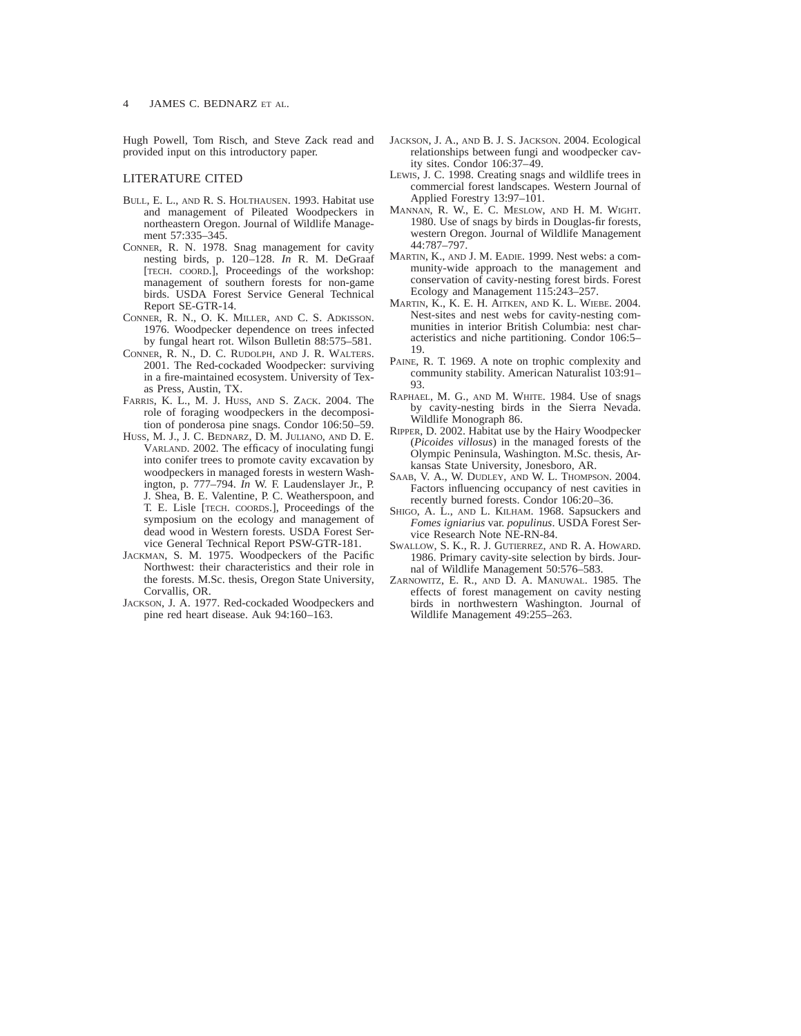Hugh Powell, Tom Risch, and Steve Zack read and provided input on this introductory paper.

## LITERATURE CITED

BULL, E. L., AND R. S. HOLTHAUSEN. 1993. Habitat use and management of Pileated Woodpeckers in northeastern Oregon. Journal of Wildlife Management 57:335–345.

CONNER, R. N. 1978. Snag management for cavity nesting birds, p. 120–128. *In* R. M. DeGraaf [TECH. COORD.], Proceedings of the workshop: management of southern forests for non-game birds. USDA Forest Service General Technical Report SE-GTR-14.

CONNER, R. N., O. K. MILLER, AND C. S. ADKISSON. 1976. Woodpecker dependence on trees infected by fungal heart rot. Wilson Bulletin 88:575–581.

CONNER, R. N., D. C. RUDOLPH, AND J. R. WALTERS. 2001. The Red-cockaded Woodpecker: surviving in a fire-maintained ecosystem. University of Texas Press, Austin, TX.

FARRIS, K. L., M. J. HUSS, AND S. ZACK. 2004. The role of foraging woodpeckers in the decomposition of ponderosa pine snags. Condor 106:50–59.

HUSS, M. J., J. C. BEDNARZ, D. M. JULIANO, AND D. E. VARLAND. 2002. The efficacy of inoculating fungi into conifer trees to promote cavity excavation by woodpeckers in managed forests in western Washington, p. 777–794. *In* W. F. Laudenslayer Jr., P. J. Shea, B. E. Valentine, P. C. Weatherspoon, and T. E. Lisle [TECH. COORDS.], Proceedings of the symposium on the ecology and management of dead wood in Western forests. USDA Forest Service General Technical Report PSW-GTR-181.

JACKMAN, S. M. 1975. Woodpeckers of the Pacific Northwest: their characteristics and their role in the forests. M.Sc. thesis, Oregon State University, Corvallis, OR.

JACKSON, J. A. 1977. Red-cockaded Woodpeckers and pine red heart disease. Auk 94:160–163.

JACKSON, J. A., AND B. J. S. JACKSON. 2004. Ecological relationships between fungi and woodpecker cavity sites. Condor 106:37–49.

LEWIS, J. C. 1998. Creating snags and wildlife trees in commercial forest landscapes. Western Journal of Applied Forestry 13:97–101.

MANNAN, R. W., E. C. MESLOW, AND H. M. WIGHT. 1980. Use of snags by birds in Douglas-fir forests, western Oregon. Journal of Wildlife Management 44:787–797.

MARTIN, K., AND J. M. EADIE. 1999. Nest webs: a community-wide approach to the management and conservation of cavity-nesting forest birds. Forest Ecology and Management 115:243–257.

MARTIN, K., K. E. H. AITKEN, AND K. L. WIEBE. 2004. Nest-sites and nest webs for cavity-nesting communities in interior British Columbia: nest characteristics and niche partitioning. Condor 106:5–19.

PAINE, R. T. 1969. A note on trophic complexity and community stability. American Naturalist 103:91–93.

RAPHAEL, M. G., AND M. WHITE. 1984. Use of snags by cavity-nesting birds in the Sierra Nevada. Wildlife Monograph 86.

RIPPER, D. 2002. Habitat use by the Hairy Woodpecker (*Picoides villosus*) in the managed forests of the Olympic Peninsula, Washington. M.Sc. thesis, Arkansas State University, Jonesboro, AR.

SAAB, V. A., W. DUDLEY, AND W. L. THOMPSON. 2004. Factors influencing occupancy of nest cavities in recently burned forests. Condor 106:20–36.

SHIGO, A. L., AND L. KILHAM. 1968. Sapsuckers and *Fomes igniarius* var. *populinus*. USDA Forest Service Research Note NE-RN-84.

SWALLOW, S. K., R. J. GUTIERREZ, AND R. A. HOWARD. 1986. Primary cavity-site selection by birds. Journal of Wildlife Management 50:576–583.

ZARNOWITZ, E. R., AND D. A. MANUWAL. 1985. The effects of forest management on cavity nesting birds in northwestern Washington. Journal of Wildlife Management 49:255–263.